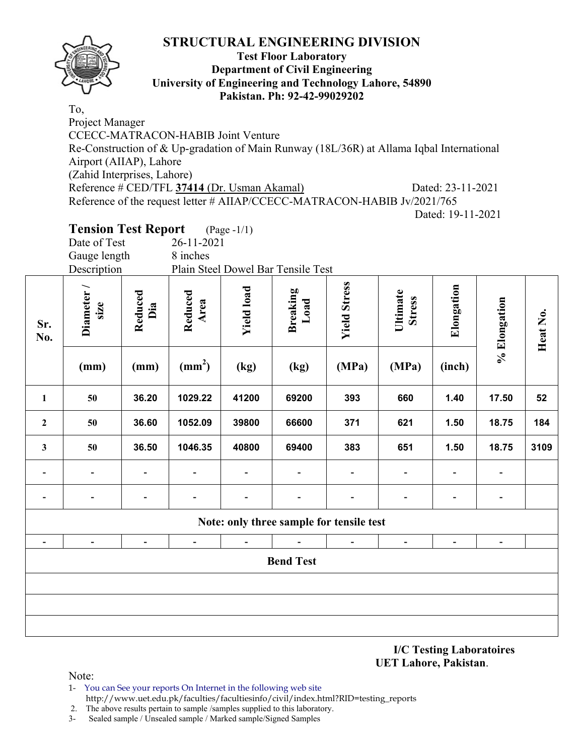# STRUCTURAL ENGINEERING DIVISION

**Test Floor Laboratory**
**Department of Civil Engineering**
**University of Engineering and Technology Lahore, 54890**
**Pakistan. Ph: 92-42-99029202**

To,
Project Manager
CCECC-MATRACON-HABIB Joint Venture
Re-Construction of & Up-gradation of Main Runway (18L/36R) at Allama Iqbal International Airport (AIIAP), Lahore
(Zahid Interprises, Lahore)
Reference # CED/TFL **37414** (Dr. Usman Akamal) Dated: 23-11-2021
Reference of the request letter # AIIAP/CCECC-MATRACON-HABIB Jv/2021/765
Dated: 19-11-2021

## Tension Test Report (Page -1/1)

Date of Test: 26-11-2021
Gauge length: 8 inches
Description: Plain Steel Dowel Bar Tensile Test

| Sr. No. | Diameter / size (mm) | Reduced Dia (mm) | Reduced Area ($mm^2$) | Yield load (kg) | Breaking Load (kg) | Yield Stress (MPa) | Ultimate Stress (MPa) | Elongation (inch) | % Elongation | Heat No. |
|---|---|---|---|---|---|---|---|---|---|---|
| 1 | 50 | 36.20 | 1029.22 | 41200 | 69200 | 393 | 660 | 1.40 | 17.50 | 52 |
| 2 | 50 | 36.60 | 1052.09 | 39800 | 66600 | 371 | 621 | 1.50 | 18.75 | 184 |
| 3 | 50 | 36.50 | 1046.35 | 40800 | 69400 | 383 | 651 | 1.50 | 18.75 | 3109 |
| - | - | - | - | - | - | - | - | - | - | |
| - | - | - | - | - | - | - | - | - | - | |
| **Note: only three sample for tensile test** | | | | | | | | | | |
| - | - | - | - | - | - | - | - | - | - | |
| **Bend Test** | | | | | | | | | | |
| | | | | | | | | | | |
| | | | | | | | | | | |
| | | | | | | | | | | |

**I/C Testing Laboratoires**
**UET Lahore, Pakistan.**

Note:
1- You can See your reports On Internet in the following web site
http://www.uet.edu.pk/faculties/facultiesinfo/civil/index.html?RID=testing_reports
2. The above results pertain to sample /samples supplied to this laboratory.
3- Sealed sample / Unsealed sample / Marked sample/Signed Samples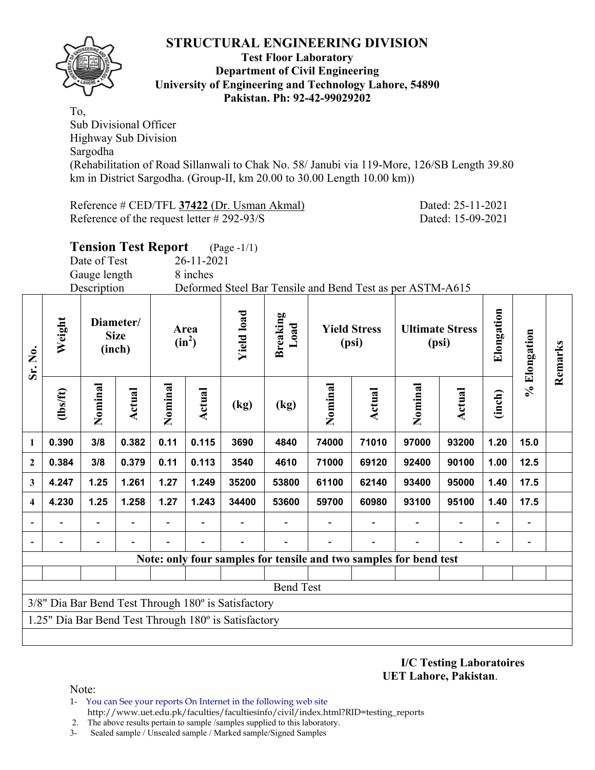# STRUCTURAL ENGINEERING DIVISION

**Test Floor Laboratory**
**Department of Civil Engineering**
**University of Engineering and Technology Lahore, 54890**
**Pakistan. Ph: 92-42-99029202**

To,
Sub Divisional Officer
Highway Sub Division
Sargodha
(Rehabilitation of Road Sillanwali to Chak No. 58/ Janubi via 119-More, 126/SB Length 39.80 km in District Sargodha. (Group-II, km 20.00 to 30.00 Length 10.00 km))

Reference # CED/TFL **37422** (Dr. Usman Akmal) Dated: 25-11-2021
Reference of the request letter # 292-93/S Dated: 15-09-2021

## Tension Test Report (Page -1/1)

Date of Test 26-11-2021
Gauge length 8 inches
Description Deformed Steel Bar Tensile and Bend Test as per ASTM-A615

| Sr. No. | Weight | Diameter/ Size (inch) | | Area ($in^2$) | | Yield load | Breaking Load | Yield Stress (psi) | | Ultimate Stress (psi) | | Elongation | % Elongation | Remarks |
|---|---|---|---|---|---|---|---|---|---|---|---|---|---|---|
| | (lbs/ft) | Nominal | Actual | Nominal | Actual | (kg) | (kg) | Nominal | Actual | Nominal | Actual | (inch) | | |
| 1 | 0.390 | 3/8 | 0.382 | 0.11 | 0.115 | 3690 | 4840 | 74000 | 71010 | 97000 | 93200 | 1.20 | 15.0 | |
| 2 | 0.384 | 3/8 | 0.379 | 0.11 | 0.113 | 3540 | 4610 | 71000 | 69120 | 92400 | 90100 | 1.00 | 12.5 | |
| 3 | 4.247 | 1.25 | 1.261 | 1.27 | 1.249 | 35200 | 53800 | 61100 | 62140 | 93400 | 95000 | 1.40 | 17.5 | |
| 4 | 4.230 | 1.25 | 1.258 | 1.27 | 1.243 | 34400 | 53600 | 59700 | 60980 | 93100 | 95100 | 1.40 | 17.5 | |
| - | - | - | - | - | - | - | - | - | - | - | - | - | - | |
| - | - | - | - | - | - | - | - | - | - | - | - | - | - | |

Note: only four samples for tensile and two samples for bend test

**Bend Test**

3/8" Dia Bar Bend Test Through 180º is Satisfactory
1.25" Dia Bar Bend Test Through 180º is Satisfactory

**I/C Testing Laboratoires**
**UET Lahore, Pakistan**.

Note:
1- You can See your reports On Internet in the following web site
http://www.uet.edu.pk/faculties/facultiesinfo/civil/index.html?RID=testing_reports
2. The above results pertain to sample /samples supplied to this laboratory.
3- Sealed sample / Unsealed sample / Marked sample/Signed Samples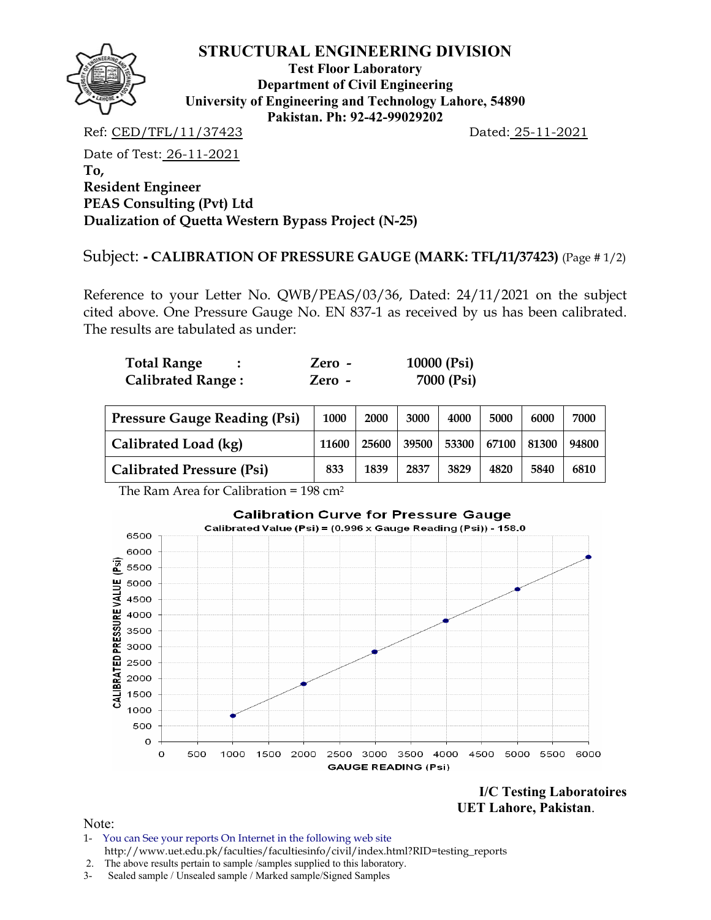# STRUCTURAL ENGINEERING DIVISION

**Test Floor Laboratory**
**Department of Civil Engineering**
**University of Engineering and Technology Lahore, 54890**
**Pakistan. Ph: 92-42-99029202**

Ref: CED/TFL/11/37423 Dated: 25-11-2021

Date of Test: 26-11-2021

**To,**
**Resident Engineer**
**PEAS Consulting (Pvt) Ltd**
**Dualization of Quetta Western Bypass Project (N-25)**

Subject: **- CALIBRATION OF PRESSURE GAUGE (MARK: TFL/11/37423)** (Page # 1/2)

Reference to your Letter No. QWB/PEAS/03/36, Dated: 24/11/2021 on the subject cited above. One Pressure Gauge No. EN 837-1 as received by us has been calibrated. The results are tabulated as under:

| | | |
|---|---|---|
| **Total Range :** | **Zero -** | **10000 (Psi)** |
| **Calibrated Range :** | **Zero -** | **7000 (Psi)** |

| **Pressure Gauge Reading (Psi)** | **1000** | **2000** | **3000** | **4000** | **5000** | **6000** | **7000** |
|---|---|---|---|---|---|---|---|
| **Calibrated Load (kg)** | **11600** | **25600** | **39500** | **53300** | **67100** | **81300** | **94800** |
| **Calibrated Pressure (Psi)** | **833** | **1839** | **2837** | **3829** | **4820** | **5840** | **6810** |

The Ram Area for Calibration = 198 cm$^2$

**Calibration Curve for Pressure Gauge**

Calibrated Value (Psi) = (0.996 x Gauge Reading (Psi)) - 158.0

**I/C Testing Laboratoires**
**UET Lahore, Pakistan**.

Note:

1- You can See your reports On Internet in the following web site
http://www.uet.edu.pk/faculties/facultiesinfo/civil/index.html?RID=testing_reports

2. The above results pertain to sample /samples supplied to this laboratory.

3- Sealed sample / Unsealed sample / Marked sample/Signed Samples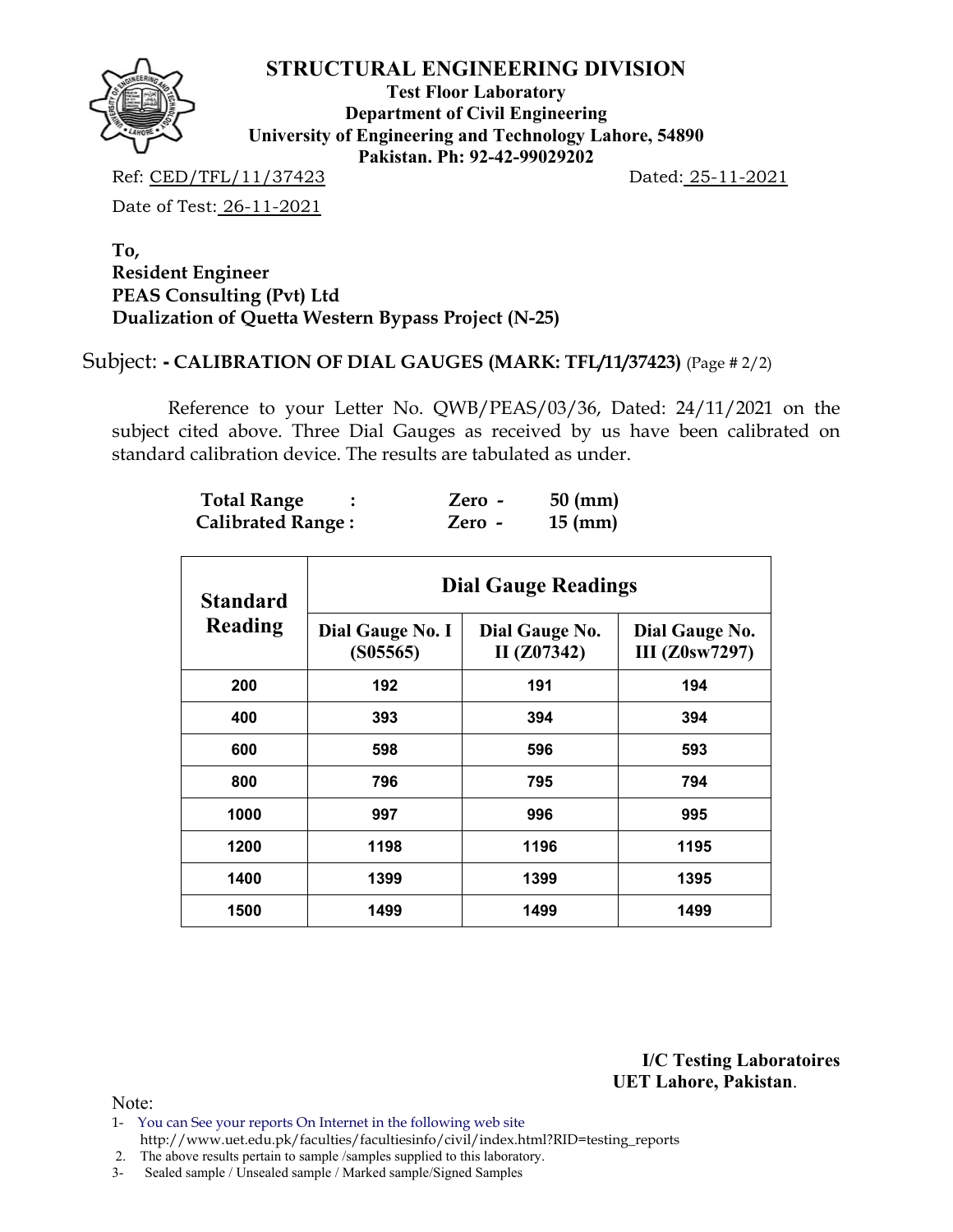# STRUCTURAL ENGINEERING DIVISION

**Test Floor Laboratory**
**Department of Civil Engineering**
**University of Engineering and Technology Lahore, 54890**
**Pakistan. Ph: 92-42-99029202**

Ref: CED/TFL/11/37423 Dated: 25-11-2021

Date of Test: 26-11-2021

**To,**
**Resident Engineer**
**PEAS Consulting (Pvt) Ltd**
**Dualization of Quetta Western Bypass Project (N-25)**

Subject: **- CALIBRATION OF DIAL GAUGES (MARK: TFL/11/37423)** (Page # 2/2)

Reference to your Letter No. QWB/PEAS/03/36, Dated: 24/11/2021 on the subject cited above. Three Dial Gauges as received by us have been calibrated on standard calibration device. The results are tabulated as under.

**Total Range :** **Zero - 50 (mm)**
**Calibrated Range :** **Zero - 15 (mm)**

| Standard Reading | Dial Gauge Readings | | |
|---|---|---|---|
| | Dial Gauge No. I (S05565) | Dial Gauge No. II (Z07342) | Dial Gauge No. III (Z0sw7297) |
| 200 | 192 | 191 | 194 |
| 400 | 393 | 394 | 394 |
| 600 | 598 | 596 | 593 |
| 800 | 796 | 795 | 794 |
| 1000 | 997 | 996 | 995 |
| 1200 | 1198 | 1196 | 1195 |
| 1400 | 1399 | 1399 | 1395 |
| 1500 | 1499 | 1499 | 1499 |

**I/C Testing Laboratoires**
**UET Lahore, Pakistan.**

Note:
1- You can See your reports On Internet in the following web site http://www.uet.edu.pk/faculties/facultiesinfo/civil/index.html?RID=testing_reports
2. The above results pertain to sample /samples supplied to this laboratory.
3- Sealed sample / Unsealed sample / Marked sample/Signed Samples